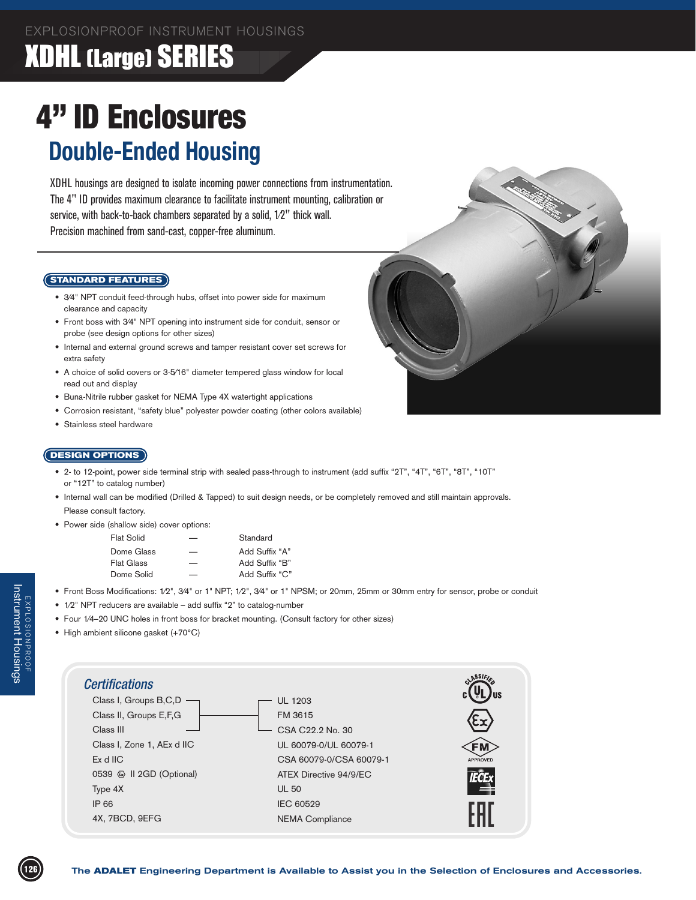EXPLOSIONPROOF INSTRUMENT HOUSINGS

# XDHL (Large) SERIES

# 4" ID Enclosures

## Double-Ended Housing

XDHL housings are designed to isolate incoming power connections from instrumentation. The 4" ID provides maximum clearance to facilitate instrument mounting, calibration or service, with back-to-back chambers separated by a solid, 1⁄2" thick wall. Precision machined from sand-cast, copper-free aluminum.

### STANDARD FEATURES

- 3⁄4" NPT conduit feed-through hubs, offset into power side for maximum clearance and capacity
- Front boss with 3⁄4" NPT opening into instrument side for conduit, sensor or probe (see design options for other sizes)
- Internal and external ground screws and tamper resistant cover set screws for extra safety
- A choice of solid covers or 3-5⁄16" diameter tempered glass window for local read out and display
- Buna-Nitrile rubber gasket for NEMA Type 4X watertight applications
- Corrosion resistant, "safety blue" polyester powder coating (other colors available)
- Stainless steel hardware

### DESIGN OPTIONS

- 2- to 12-point, power side terminal strip with sealed pass-through to instrument (add suffix "2T", "4T", "6T", "8T", "10T" or "12T" to catalog number)
- Internal wall can be modified (Drilled & Tapped) to suit design needs, or be completely removed and still maintain approvals. Please consult factory.
- Power side (shallow side) cover options:

| | | |
|---|---|---|
| Flat Solid | — | Standard |
| Dome Glass | — | Add Suffix "A" |
| Flat Glass | — | Add Suffix "B" |
| Dome Solid | — | Add Suffix "C" |

- Front Boss Modifications: 1⁄2", 3⁄4" or 1" NPT; 1⁄2", 3⁄4" or 1" NPSM; or 20mm, 25mm or 30mm entry for sensor, probe or conduit
- 1⁄2" NPT reducers are available – add suffix "2" to catalog-number
- Four 1⁄4–20 UNC holes in front boss for bracket mounting. (Consult factory for other sizes)
- High ambient silicone gasket (+70°C)

### Certifications

| | |
|---|---|
| Class I, Groups B,C,D<br>Class II, Groups E,F,G<br>Class III | UL 1203<br>FM 3615<br>CSA C22.2 No. 30 |
| Class I, Zone 1, AEx d IIC | UL 60079-0/UL 60079-1 |
| Ex d IIC | CSA 60079-0/CSA 60079-1 |
| 0539 Ⓔx II 2GD (Optional) | ATEX Directive 94/9/EC |
| Type 4X | UL 50 |
| IP 66 | IEC 60529 |
| 4X, 7BCD, 9EFG | NEMA Compliance |

The **ADALET** Engineering Department is Available to Assist you in the Selection of Enclosures and Accessories.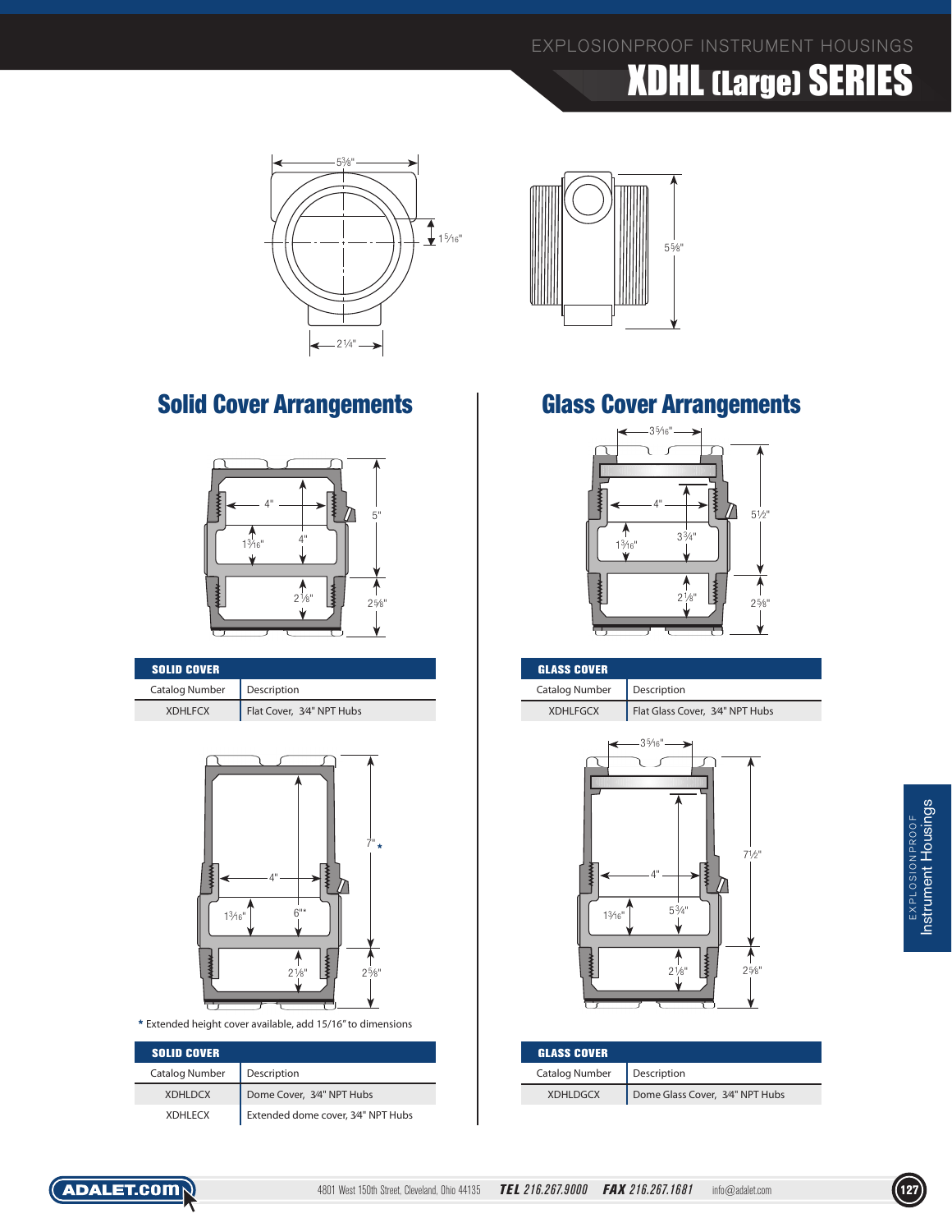EXPLOSIONPROOF INSTRUMENT HOUSINGS

# XDHL (Large) SERIES

5⅜"
1⁵⁄₁₆"
2¼"
5⅝"

## Solid Cover Arrangements

4"
1⁵⁄₁₆"
4"
5"
2⅛"
2⅝"

| SOLID COVER | |
|---|---|
| Catalog Number | Description |
| XDHLFCX | Flat Cover, 3⁄4" NPT Hubs |

4"
1⁵⁄₁₆"
6"*
7"*
2⅛"
2⅝"

\* Extended height cover available, add 15/16" to dimensions

| SOLID COVER | |
|---|---|
| Catalog Number | Description |
| XDHLDCX | Dome Cover, 3⁄4" NPT Hubs |
| XDHLECX | Extended dome cover, 3⁄4" NPT Hubs |

## Glass Cover Arrangements

3⁵⁄₁₆"
4"
1⁵⁄₁₆"
3¾"
5½"
2⅛"
2⅝"

| GLASS COVER | |
|---|---|
| Catalog Number | Description |
| XDHLFGCX | Flat Glass Cover, 3⁄4" NPT Hubs |

3⁵⁄₁₆"
4"
1⁵⁄₁₆"
5¾"
7½"
2⅛"
2⅝"

| GLASS COVER | |
|---|---|
| Catalog Number | Description |
| XDHLDGCX | Dome Glass Cover, 3⁄4" NPT Hubs |

EXPLOSIONPROOF Instrument Housings

ADALET.COM 4801 West 150th Street, Cleveland, Ohio 44135 TEL 216.267.9000 FAX 216.267.1681 info@adalet.com